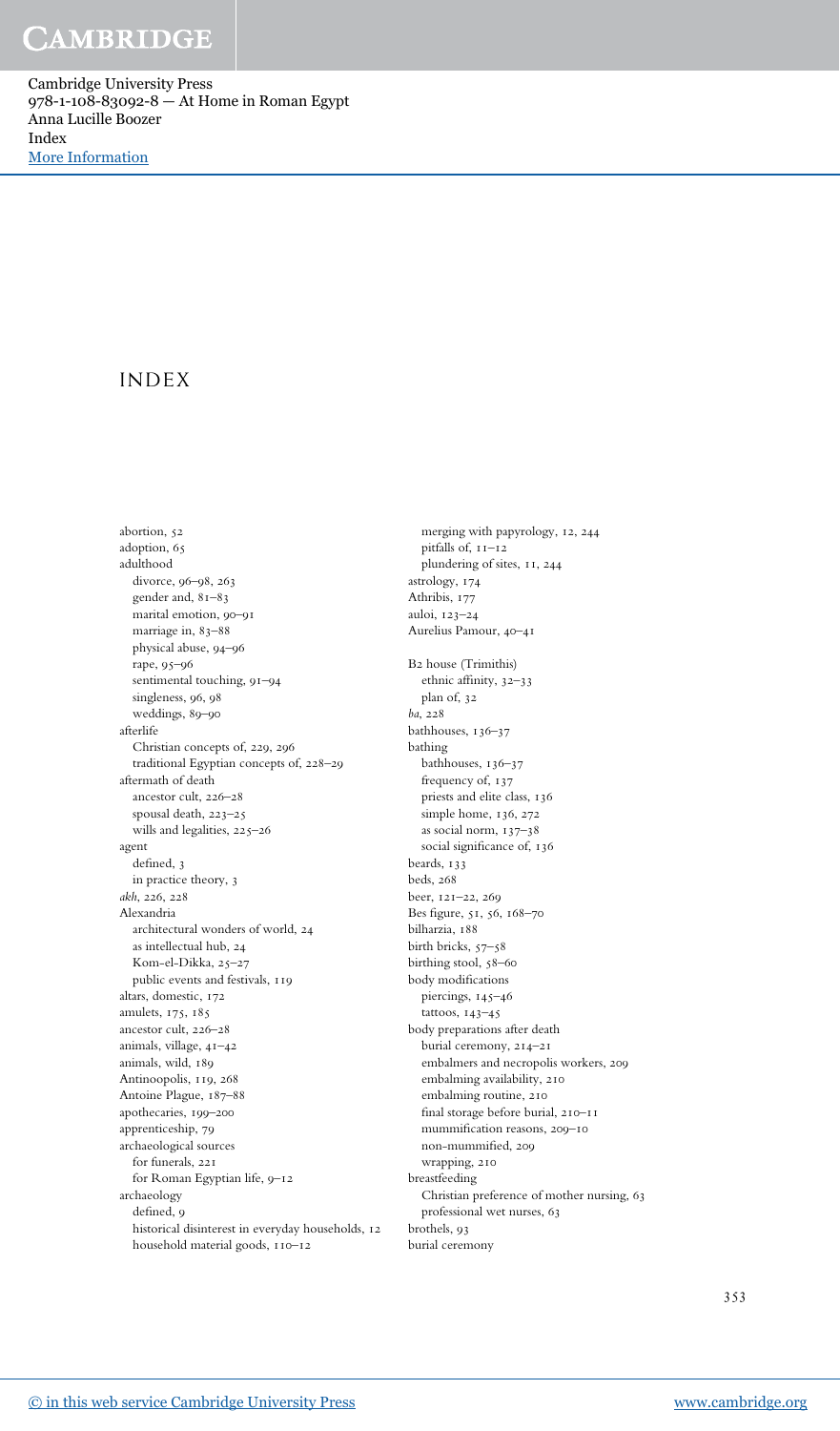# INDEX

abortion, 52
adoption, 65
adulthood
  divorce, 96–98, 263
  gender and, 81–83
  marital emotion, 90–91
  marriage in, 83–88
  physical abuse, 94–96
  rape, 95–96
  sentimental touching, 91–94
  singleness, 96, 98
  weddings, 89–90
afterlife
  Christian concepts of, 229, 296
  traditional Egyptian concepts of, 228–29
aftermath of death
  ancestor cult, 226–28
  spousal death, 223–25
  wills and legalities, 225–26
agent
  defined, 3
  in practice theory, 3
*akh*, 226, 228
Alexandria
  architectural wonders of world, 24
  as intellectual hub, 24
  Kom-el-Dikka, 25–27
  public events and festivals, 119
altars, domestic, 172
amulets, 175, 185
ancestor cult, 226–28
animals, village, 41–42
animals, wild, 189
Antinoopolis, 119, 268
Antoine Plague, 187–88
apothecaries, 199–200
apprenticeship, 79
archaeological sources
  for funerals, 221
  for Roman Egyptian life, 9–12
archaeology
  defined, 9
  historical disinterest in everyday households, 12
  household material goods, 110–12
  merging with papyrology, 12, 244
  pitfalls of, 11–12
  plundering of sites, 11, 244
astrology, 174
Athribis, 177
auloi, 123–24
Aurelius Pamour, 40–41

B2 house (Trimithis)
  ethnic affinity, 32–33
  plan of, 32
*ba*, 228
bathhouses, 136–37
bathing
  bathhouses, 136–37
  frequency of, 137
  priests and elite class, 136
  simple home, 136, 272
  as social norm, 137–38
  social significance of, 136
beards, 133
beds, 268
beer, 121–22, 269
Bes figure, 51, 56, 168–70
bilharzia, 188
birth bricks, 57–58
birthing stool, 58–60
body modifications
  piercings, 145–46
  tattoos, 143–45
body preparations after death
  burial ceremony, 214–21
  embalmers and necropolis workers, 209
  embalming availability, 210
  embalming routine, 210
  final storage before burial, 210–11
  mummification reasons, 209–10
  non-mummified, 209
  wrapping, 210
breastfeeding
  Christian preference of mother nursing, 63
  professional wet nurses, 63
brothels, 93
burial ceremony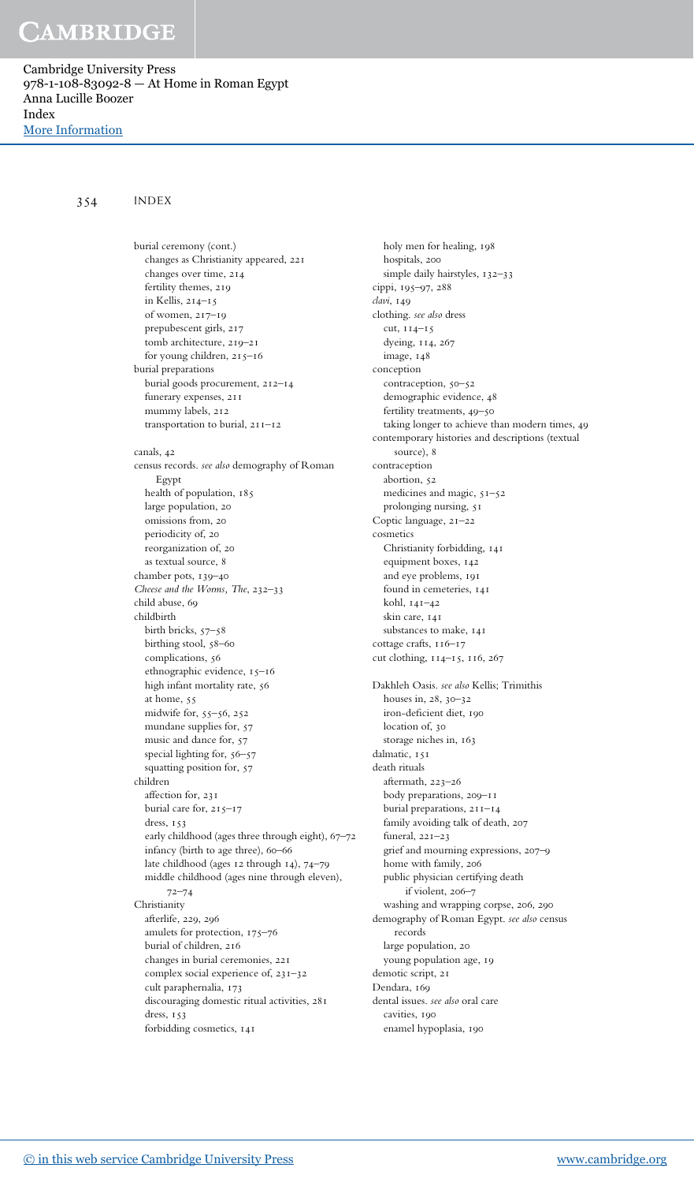burial ceremony (cont.)
- changes as Christianity appeared, 221
- changes over time, 214
- fertility themes, 219
- in Kellis, 214–15
- of women, 217–19
- prepubescent girls, 217
- tomb architecture, 219–21
- for young children, 215–16

burial preparations
- burial goods procurement, 212–14
- funerary expenses, 211
- mummy labels, 212
- transportation to burial, 211–12

canals, 42

census records. *see also* demography of Roman Egypt
- health of population, 185
- large population, 20
- omissions from, 20
- periodicity of, 20
- reorganization of, 20
- as textual source, 8

chamber pots, 139–40

*Cheese and the Worms, The*, 232–33

child abuse, 69

childbirth
- birth bricks, 57–58
- birthing stool, 58–60
- complications, 56
- ethnographic evidence, 15–16
- high infant mortality rate, 56
- at home, 55
- midwife for, 55–56, 252
- mundane supplies for, 57
- music and dance for, 57
- special lighting for, 56–57
- squatting position for, 57

children
- affection for, 231
- burial care for, 215–17
- dress, 153
- early childhood (ages three through eight), 67–72
- infancy (birth to age three), 60–66
- late childhood (ages 12 through 14), 74–79
- middle childhood (ages nine through eleven), 72–74

Christianity
- afterlife, 229, 296
- amulets for protection, 175–76
- burial of children, 216
- changes in burial ceremonies, 221
- complex social experience of, 231–32
- cult paraphernalia, 173
- discouraging domestic ritual activities, 281
- dress, 153
- forbidding cosmetics, 141
- holy men for healing, 198
- hospitals, 200
- simple daily hairstyles, 132–33

cippi, 195–97, 288

*clavi*, 149

clothing. *see also* dress
- cut, 114–15
- dyeing, 114, 267
- image, 148

conception
- contraception, 50–52
- demographic evidence, 48
- fertility treatments, 49–50
- taking longer to achieve than modern times, 49

contemporary histories and descriptions (textual source), 8

contraception
- abortion, 52
- medicines and magic, 51–52
- prolonging nursing, 51

Coptic language, 21–22

cosmetics
- Christianity forbidding, 141
- equipment boxes, 142
- and eye problems, 191
- found in cemeteries, 141
- kohl, 141–42
- skin care, 141
- substances to make, 141

cottage crafts, 116–17

cut clothing, 114–15, 116, 267

Dakhleh Oasis. *see also* Kellis; Trimithis
- houses in, 28, 30–32
- iron-deficient diet, 190
- location of, 30
- storage niches in, 163

dalmatic, 151

death rituals
- aftermath, 223–26
- body preparations, 209–11
- burial preparations, 211–14
- family avoiding talk of death, 207
- funeral, 221–23
- grief and mourning expressions, 207–9
- home with family, 206
- public physician certifying death if violent, 206–7
- washing and wrapping corpse, 206, 290

demography of Roman Egypt. *see also* census records
- large population, 20
- young population age, 19

demotic script, 21

Dendara, 169

dental issues. *see also* oral care
- cavities, 190
- enamel hypoplasia, 190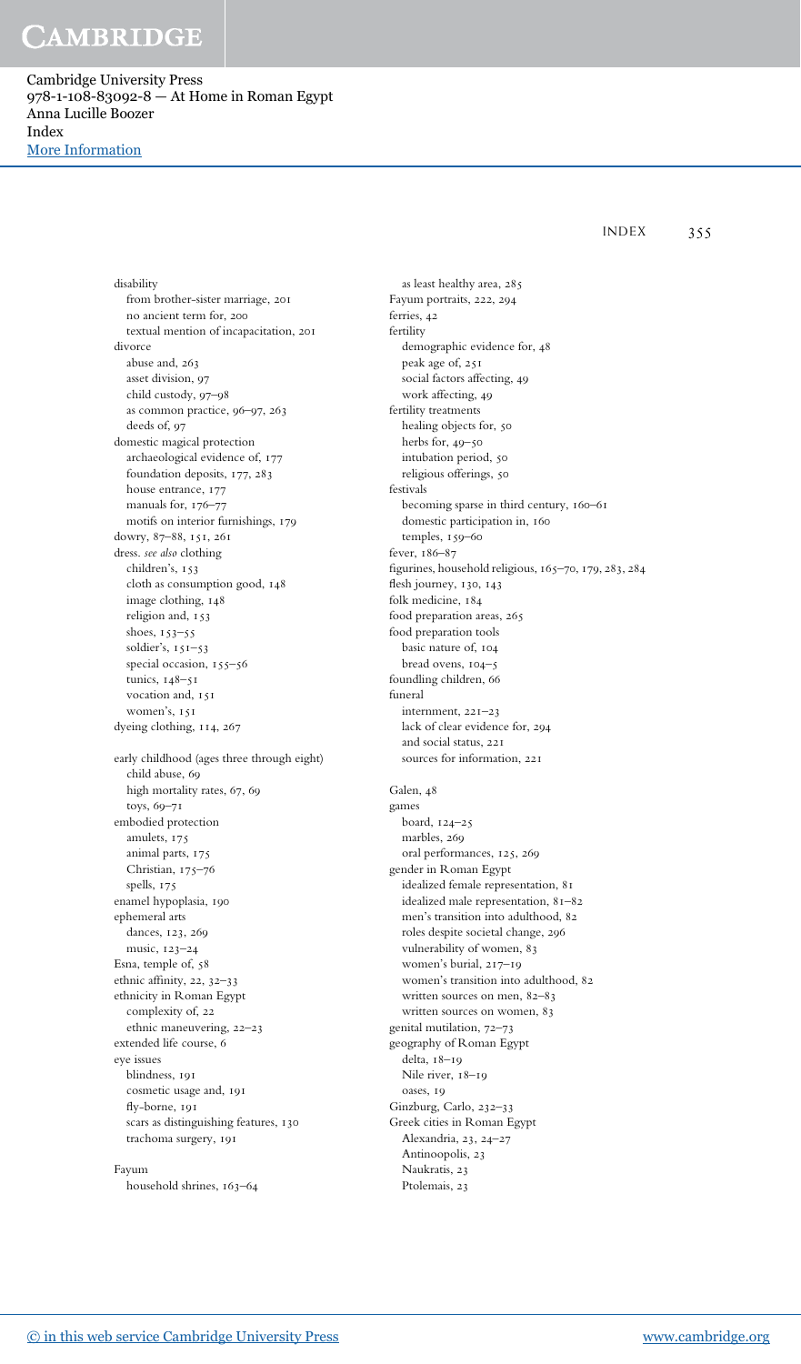disability
  from brother-sister marriage, 201
  no ancient term for, 200
  textual mention of incapacitation, 201
divorce
  abuse and, 263
  asset division, 97
  child custody, 97–98
  as common practice, 96–97, 263
  deeds of, 97
domestic magical protection
  archaeological evidence of, 177
  foundation deposits, 177, 283
  house entrance, 177
  manuals for, 176–77
  motifs on interior furnishings, 179
dowry, 87–88, 151, 261
dress. *see also* clothing
  children's, 153
  cloth as consumption good, 148
  image clothing, 148
  religion and, 153
  shoes, 153–55
  soldier's, 151–53
  special occasion, 155–56
  tunics, 148–51
  vocation and, 151
  women's, 151
dyeing clothing, 114, 267

early childhood (ages three through eight)
  child abuse, 69
  high mortality rates, 67, 69
  toys, 69–71
embodied protection
  amulets, 175
  animal parts, 175
  Christian, 175–76
  spells, 175
enamel hypoplasia, 190
ephemeral arts
  dances, 123, 269
  music, 123–24
Esna, temple of, 58
ethnic affinity, 22, 32–33
ethnicity in Roman Egypt
  complexity of, 22
  ethnic maneuvering, 22–23
extended life course, 6
eye issues
  blindness, 191
  cosmetic usage and, 191
  fly-borne, 191
  scars as distinguishing features, 130
  trachoma surgery, 191

Fayum
  household shrines, 163–64
  as least healthy area, 285
Fayum portraits, 222, 294
ferries, 42
fertility
  demographic evidence for, 48
  peak age of, 251
  social factors affecting, 49
  work affecting, 49
fertility treatments
  healing objects for, 50
  herbs for, 49–50
  intubation period, 50
  religious offerings, 50
festivals
  becoming sparse in third century, 160–61
  domestic participation in, 160
  temples, 159–60
fever, 186–87
figurines, household religious, 165–70, 179, 283, 284
flesh journey, 130, 143
folk medicine, 184
food preparation areas, 265
food preparation tools
  basic nature of, 104
  bread ovens, 104–5
foundling children, 66
funeral
  internment, 221–23
  lack of clear evidence for, 294
  and social status, 221
  sources for information, 221

Galen, 48
games
  board, 124–25
  marbles, 269
  oral performances, 125, 269
gender in Roman Egypt
  idealized female representation, 81
  idealized male representation, 81–82
  men's transition into adulthood, 82
  roles despite societal change, 296
  vulnerability of women, 83
  women's burial, 217–19
  women's transition into adulthood, 82
  written sources on men, 82–83
  written sources on women, 83
genital mutilation, 72–73
geography of Roman Egypt
  delta, 18–19
  Nile river, 18–19
  oases, 19
Ginzburg, Carlo, 232–33
Greek cities in Roman Egypt
  Alexandria, 23, 24–27
  Antinoopolis, 23
  Naukratis, 23
  Ptolemais, 23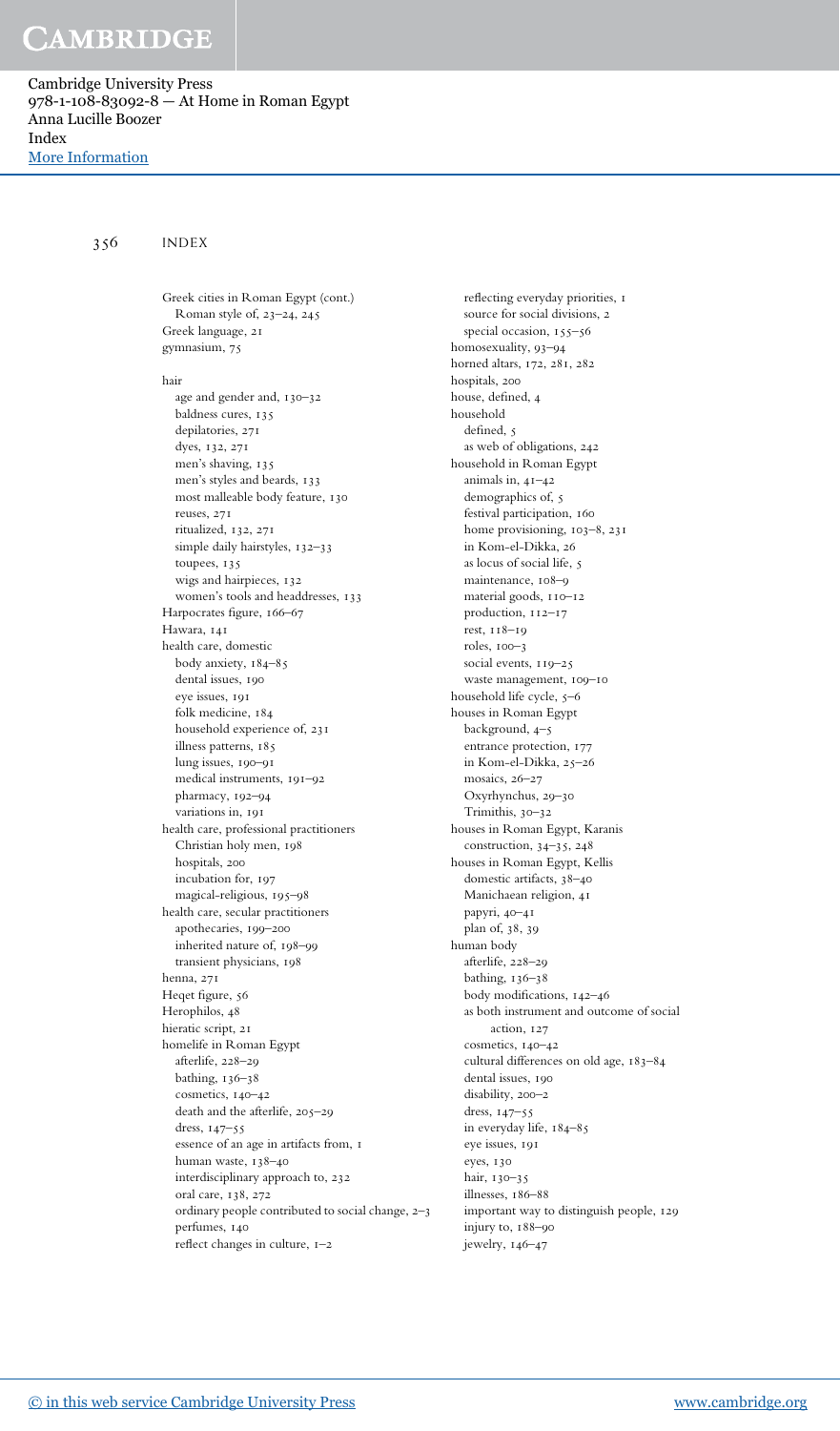Greek cities in Roman Egypt (cont.)
  Roman style of, 23–24, 245
Greek language, 21
gymnasium, 75

hair
  age and gender and, 130–32
  baldness cures, 135
  depilatories, 271
  dyes, 132, 271
  men's shaving, 135
  men's styles and beards, 133
  most malleable body feature, 130
  reuses, 271
  ritualized, 132, 271
  simple daily hairstyles, 132–33
  toupees, 135
  wigs and hairpieces, 132
  women's tools and headdresses, 133
Harpocrates figure, 166–67
Hawara, 141
health care, domestic
  body anxiety, 184–85
  dental issues, 190
  eye issues, 191
  folk medicine, 184
  household experience of, 231
  illness patterns, 185
  lung issues, 190–91
  medical instruments, 191–92
  pharmacy, 192–94
  variations in, 191
health care, professional practitioners
  Christian holy men, 198
  hospitals, 200
  incubation for, 197
  magical-religious, 195–98
health care, secular practitioners
  apothecaries, 199–200
  inherited nature of, 198–99
  transient physicians, 198
henna, 271
Heqet figure, 56
Herophilos, 48
hieratic script, 21
homelife in Roman Egypt
  afterlife, 228–29
  bathing, 136–38
  cosmetics, 140–42
  death and the afterlife, 205–29
  dress, 147–55
  essence of an age in artifacts from, 1
  human waste, 138–40
  interdisciplinary approach to, 232
  oral care, 138, 272
  ordinary people contributed to social change, 2–3
  perfumes, 140
  reflect changes in culture, 1–2
  reflecting everyday priorities, 1
  source for social divisions, 2
  special occasion, 155–56
homosexuality, 93–94
horned altars, 172, 281, 282
hospitals, 200
house, defined, 4
household
  defined, 5
  as web of obligations, 242
household in Roman Egypt
  animals in, 41–42
  demographics of, 5
  festival participation, 160
  home provisioning, 103–8, 231
  in Kom-el-Dikka, 26
  as locus of social life, 5
  maintenance, 108–9
  material goods, 110–12
  production, 112–17
  rest, 118–19
  roles, 100–3
  social events, 119–25
  waste management, 109–10
household life cycle, 5–6
houses in Roman Egypt
  background, 4–5
  entrance protection, 177
  in Kom-el-Dikka, 25–26
  mosaics, 26–27
  Oxyrhynchus, 29–30
  Trimithis, 30–32
houses in Roman Egypt, Karanis
  construction, 34–35, 248
houses in Roman Egypt, Kellis
  domestic artifacts, 38–40
  Manichaean religion, 41
  papyri, 40–41
  plan of, 38, 39
human body
  afterlife, 228–29
  bathing, 136–38
  body modifications, 142–46
  as both instrument and outcome of social action, 127
  cosmetics, 140–42
  cultural differences on old age, 183–84
  dental issues, 190
  disability, 200–2
  dress, 147–55
  in everyday life, 184–85
  eye issues, 191
  eyes, 130
  hair, 130–35
  illnesses, 186–88
  important way to distinguish people, 129
  injury to, 188–90
  jewelry, 146–47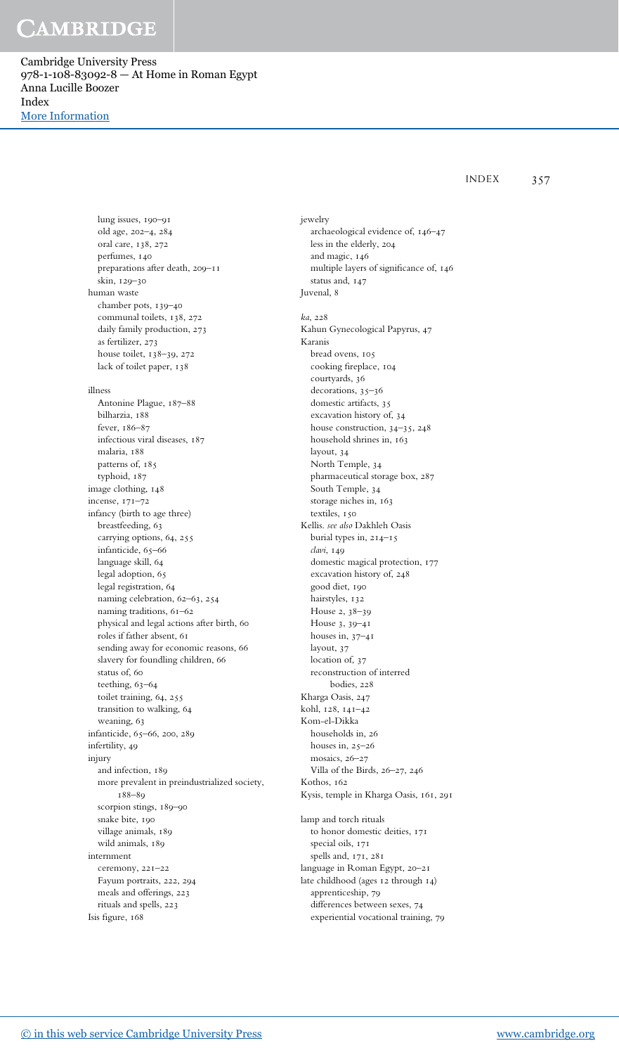lung issues, 190–91
old age, 202–4, 284
oral care, 138, 272
perfumes, 140
preparations after death, 209–11
skin, 129–30

human waste
chamber pots, 139–40
communal toilets, 138, 272
daily family production, 273
as fertilizer, 273
house toilet, 138–39, 272
lack of toilet paper, 138

illness
Antonine Plague, 187–88
bilharzia, 188
fever, 186–87
infectious viral diseases, 187
malaria, 188
patterns of, 185
typhoid, 187

image clothing, 148

incense, 171–72

infancy (birth to age three)
breastfeeding, 63
carrying options, 64, 255
infanticide, 65–66
language skill, 64
legal adoption, 65
legal registration, 64
naming celebration, 62–63, 254
naming traditions, 61–62
physical and legal actions after birth, 60
roles if father absent, 61
sending away for economic reasons, 66
slavery for foundling children, 66
status of, 60
teething, 63–64
toilet training, 64, 255
transition to walking, 64
weaning, 63

infanticide, 65–66, 200, 289

infertility, 49

injury
and infection, 189
more prevalent in preindustrialized society, 188–89
scorpion stings, 189–90
snake bite, 190
village animals, 189
wild animals, 189

internment
ceremony, 221–22
Fayum portraits, 222, 294
meals and offerings, 223
rituals and spells, 223

Isis figure, 168

jewelry
archaeological evidence of, 146–47
less in the elderly, 204
and magic, 146
multiple layers of significance of, 146
status and, 147

Juvenal, 8

*ka*, 228

Kahun Gynecological Papyrus, 47

Karanis
bread ovens, 105
cooking fireplace, 104
courtyards, 36
decorations, 35–36
domestic artifacts, 35
excavation history of, 34
house construction, 34–35, 248
household shrines in, 163
layout, 34
North Temple, 34
pharmaceutical storage box, 287
South Temple, 34
storage niches in, 163
textiles, 150

Kellis. *see also* Dakhleh Oasis
burial types in, 214–15
*clavi*, 149
domestic magical protection, 177
excavation history of, 248
good diet, 190
hairstyles, 132
House 2, 38–39
House 3, 39–41
houses in, 37–41
layout, 37
location of, 37
reconstruction of interred bodies, 228

Kharga Oasis, 247

kohl, 128, 141–42

Kom-el-Dikka
households in, 26
houses in, 25–26
mosaics, 26–27
Villa of the Birds, 26–27, 246

Kothos, 162

Kysis, temple in Kharga Oasis, 161, 291

lamp and torch rituals
to honor domestic deities, 171
special oils, 171
spells and, 171, 281

language in Roman Egypt, 20–21

late childhood (ages 12 through 14)
apprenticeship, 79
differences between sexes, 74
experiential vocational training, 79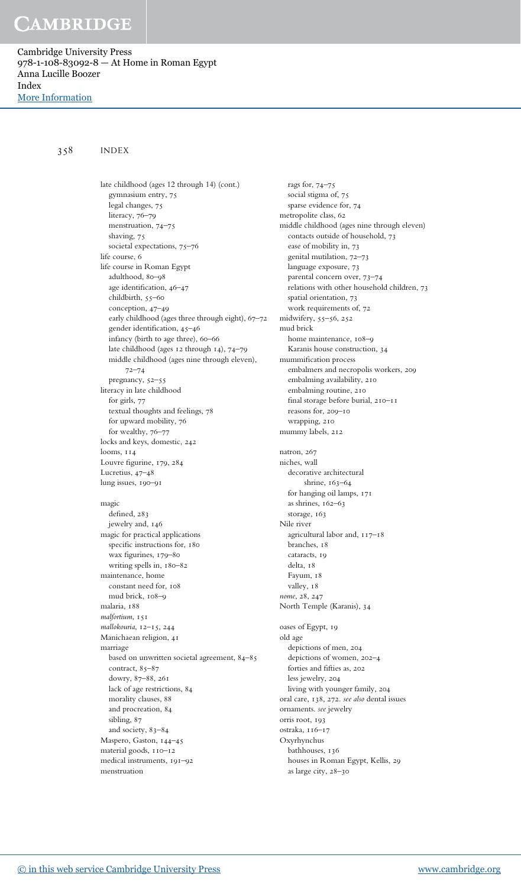late childhood (ages 12 through 14) (cont.)
  gymnasium entry, 75
  legal changes, 75
  literacy, 76–79
  menstruation, 74–75
  shaving, 75
  societal expectations, 75–76
life course, 6
life course in Roman Egypt
  adulthood, 80–98
  age identification, 46–47
  childbirth, 55–60
  conception, 47–49
  early childhood (ages three through eight), 67–72
  gender identification, 45–46
  infancy (birth to age three), 60–66
  late childhood (ages 12 through 14), 74–79
  middle childhood (ages nine through eleven), 72–74
  pregnancy, 52–55
literacy in late childhood
  for girls, 77
  textual thoughts and feelings, 78
  for upward mobility, 76
  for wealthy, 76–77
locks and keys, domestic, 242
looms, 114
Louvre figurine, 179, 284
Lucretius, 47–48
lung issues, 190–91

magic
  defined, 283
  jewelry and, 146
magic for practical applications
  specific instructions for, 180
  wax figurines, 179–80
  writing spells in, 180–82
maintenance, home
  constant need for, 108
  mud brick, 108–9
malaria, 188
*malfortium*, 151
*mallokouria*, 12–15, 244
Manichaean religion, 41
marriage
  based on unwritten societal agreement, 84–85
  contract, 85–87
  dowry, 87–88, 261
  lack of age restrictions, 84
  morality clauses, 88
  and procreation, 84
  sibling, 87
  and society, 83–84
Maspero, Gaston, 144–45
material goods, 110–12
medical instruments, 191–92
menstruation
  rags for, 74–75
  social stigma of, 75
  sparse evidence for, 74
metropolite class, 62
middle childhood (ages nine through eleven)
  contacts outside of household, 73
  ease of mobility in, 73
  genital mutilation, 72–73
  language exposure, 73
  parental concern over, 73–74
  relations with other household children, 73
  spatial orientation, 73
  work requirements of, 72
midwifery, 55–56, 252
mud brick
  home maintenance, 108–9
  Karanis house construction, 34
mummification process
  embalmers and necropolis workers, 209
  embalming availability, 210
  embalming routine, 210
  final storage before burial, 210–11
  reasons for, 209–10
  wrapping, 210
mummy labels, 212

natron, 267
niches, wall
  decorative architectural shrine, 163–64
  for hanging oil lamps, 171
  as shrines, 162–63
  storage, 163
Nile river
  agricultural labor and, 117–18
  branches, 18
  cataracts, 19
  delta, 18
  Fayum, 18
  valley, 18
*nome*, 28, 247
North Temple (Karanis), 34

oases of Egypt, 19
old age
  depictions of men, 204
  depictions of women, 202–4
  forties and fifties as, 202
  less jewelry, 204
  living with younger family, 204
oral care, 138, 272. *see also* dental issues
ornaments. *see* jewelry
orris root, 193
ostraka, 116–17
Oxyrhynchus
  bathhouses, 136
  houses in Roman Egypt, Kellis, 29
  as large city, 28–30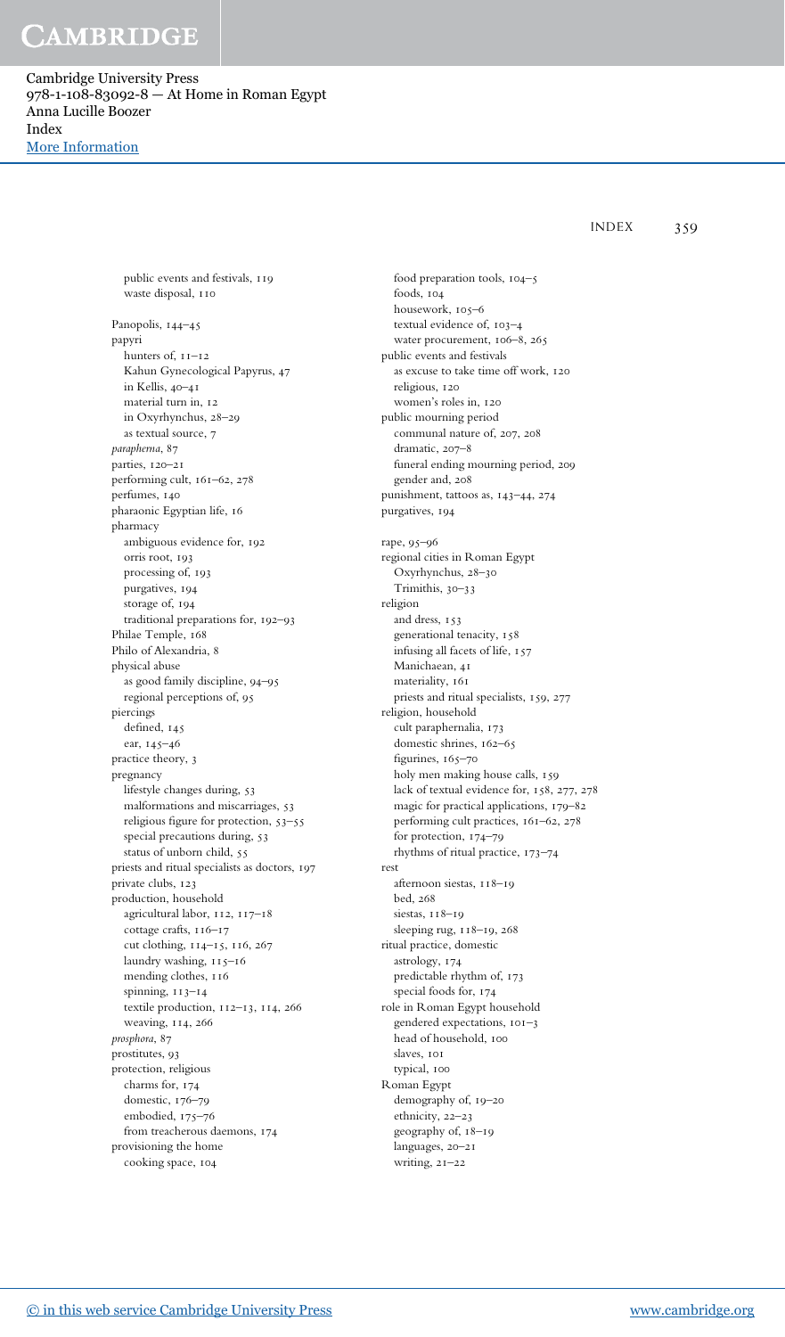public events and festivals, 119
  waste disposal, 110

Panopolis, 144–45
papyri
  hunters of, 11–12
  Kahun Gynecological Papyrus, 47
  in Kellis, 40–41
  material turn in, 12
  in Oxyrhynchus, 28–29
  as textual source, 7
*parapherna*, 87
parties, 120–21
performing cult, 161–62, 278
perfumes, 140
pharaonic Egyptian life, 16
pharmacy
  ambiguous evidence for, 192
  orris root, 193
  processing of, 193
  purgatives, 194
  storage of, 194
  traditional preparations for, 192–93
Philae Temple, 168
Philo of Alexandria, 8
physical abuse
  as good family discipline, 94–95
  regional perceptions of, 95
piercings
  defined, 145
  ear, 145–46
practice theory, 3
pregnancy
  lifestyle changes during, 53
  malformations and miscarriages, 53
  religious figure for protection, 53–55
  special precautions during, 53
  status of unborn child, 55
priests and ritual specialists as doctors, 197
private clubs, 123
production, household
  agricultural labor, 112, 117–18
  cottage crafts, 116–17
  cut clothing, 114–15, 116, 267
  laundry washing, 115–16
  mending clothes, 116
  spinning, 113–14
  textile production, 112–13, 114, 266
  weaving, 114, 266
*prosphora*, 87
prostitutes, 93
protection, religious
  charms for, 174
  domestic, 176–79
  embodied, 175–76
  from treacherous daemons, 174
provisioning the home
  cooking space, 104
  food preparation tools, 104–5
  foods, 104
  housework, 105–6
  textual evidence of, 103–4
  water procurement, 106–8, 265
public events and festivals
  as excuse to take time off work, 120
  religious, 120
  women's roles in, 120
public mourning period
  communal nature of, 207, 208
  dramatic, 207–8
  funeral ending mourning period, 209
  gender and, 208
punishment, tattoos as, 143–44, 274
purgatives, 194

rape, 95–96
regional cities in Roman Egypt
  Oxyrhynchus, 28–30
  Trimithis, 30–33
religion
  and dress, 153
  generational tenacity, 158
  infusing all facets of life, 157
  Manichaean, 41
  materiality, 161
  priests and ritual specialists, 159, 277
religion, household
  cult paraphernalia, 173
  domestic shrines, 162–65
  figurines, 165–70
  holy men making house calls, 159
  lack of textual evidence for, 158, 277, 278
  magic for practical applications, 179–82
  performing cult practices, 161–62, 278
  for protection, 174–79
  rhythms of ritual practice, 173–74
rest
  afternoon siestas, 118–19
  bed, 268
  siestas, 118–19
  sleeping rug, 118–19, 268
ritual practice, domestic
  astrology, 174
  predictable rhythm of, 173
  special foods for, 174
role in Roman Egypt household
  gendered expectations, 101–3
  head of household, 100
  slaves, 101
  typical, 100
Roman Egypt
  demography of, 19–20
  ethnicity, 22–23
  geography of, 18–19
  languages, 20–21
  writing, 21–22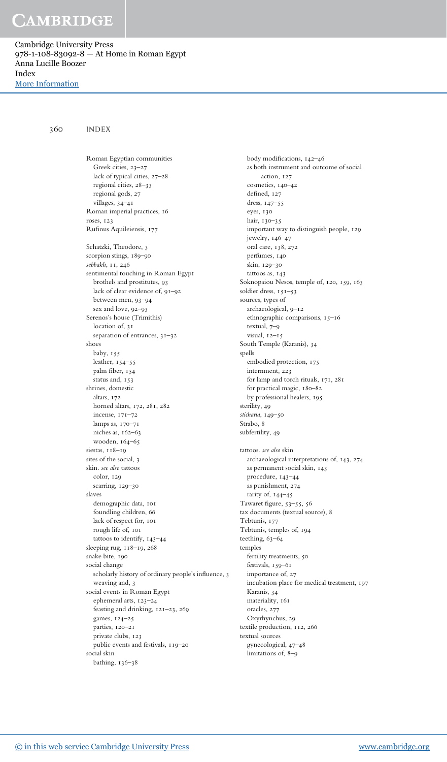Roman Egyptian communities
- Greek cities, 23–27
- lack of typical cities, 27–28
- regional cities, 28–33
- regional gods, 27
- villages, 34–41

Roman imperial practices, 16

roses, 123

Rufinus Aquileiensis, 177

Schatzki, Theodore, 3

scorpion stings, 189–90

*sebbakh*, 11, 246

sentimental touching in Roman Egypt
- brothels and prostitutes, 93
- lack of clear evidence of, 91–92
- between men, 93–94
- sex and love, 92–93

Serenos's house (Trimithis)
- location of, 31
- separation of entrances, 31–32

shoes
- baby, 155
- leather, 154–55
- palm fiber, 154
- status and, 153

shrines, domestic
- altars, 172
- horned altars, 172, 281, 282
- incense, 171–72
- lamps as, 170–71
- niches as, 162–63
- wooden, 164–65

siestas, 118–19

sites of the social, 3

skin. *see also* tattoos
- color, 129
- scarring, 129–30

slaves
- demographic data, 101
- foundling children, 66
- lack of respect for, 101
- rough life of, 101
- tattoos to identify, 143–44

sleeping rug, 118–19, 268

snake bite, 190

social change
- scholarly history of ordinary people's influence, 3
- weaving and, 3

social events in Roman Egypt
- ephemeral arts, 123–24
- feasting and drinking, 121–23, 269
- games, 124–25
- parties, 120–21
- private clubs, 123
- public events and festivals, 119–20

social skin
- bathing, 136–38
- body modifications, 142–46
- as both instrument and outcome of social action, 127
- cosmetics, 140–42
- defined, 127
- dress, 147–55
- eyes, 130
- hair, 130–35
- important way to distinguish people, 129
- jewelry, 146–47
- oral care, 138, 272
- perfumes, 140
- skin, 129–30
- tattoos as, 143

Soknopaiou Nesos, temple of, 120, 159, 163

soldier dress, 151–53

sources, types of
- archaeological, 9–12
- ethnographic comparisons, 15–16
- textual, 7–9
- visual, 12–15

South Temple (Karanis), 34

spells
- embodied protection, 175
- internment, 223
- for lamp and torch rituals, 171, 281
- for practical magic, 180–82
- by professional healers, 195

sterility, 49

*sticharia*, 149–50

Strabo, 8

subfertility, 49

tattoos. *see also* skin
- archaeological interpretations of, 143, 274
- as permanent social skin, 143
- procedure, 143–44
- as punishment, 274
- rarity of, 144–45

Tawaret figure, 53–55, 56

tax documents (textual source), 8

Tebtunis, 177

Tebtunis, temples of, 194

teething, 63–64

temples
- fertility treatments, 50
- festivals, 159–61
- importance of, 27
- incubation place for medical treatment, 197
- Karanis, 34
- materiality, 161
- oracles, 277
- Oxyrhynchus, 29

textile production, 112, 266

textual sources
- gynecological, 47–48
- limitations of, 8–9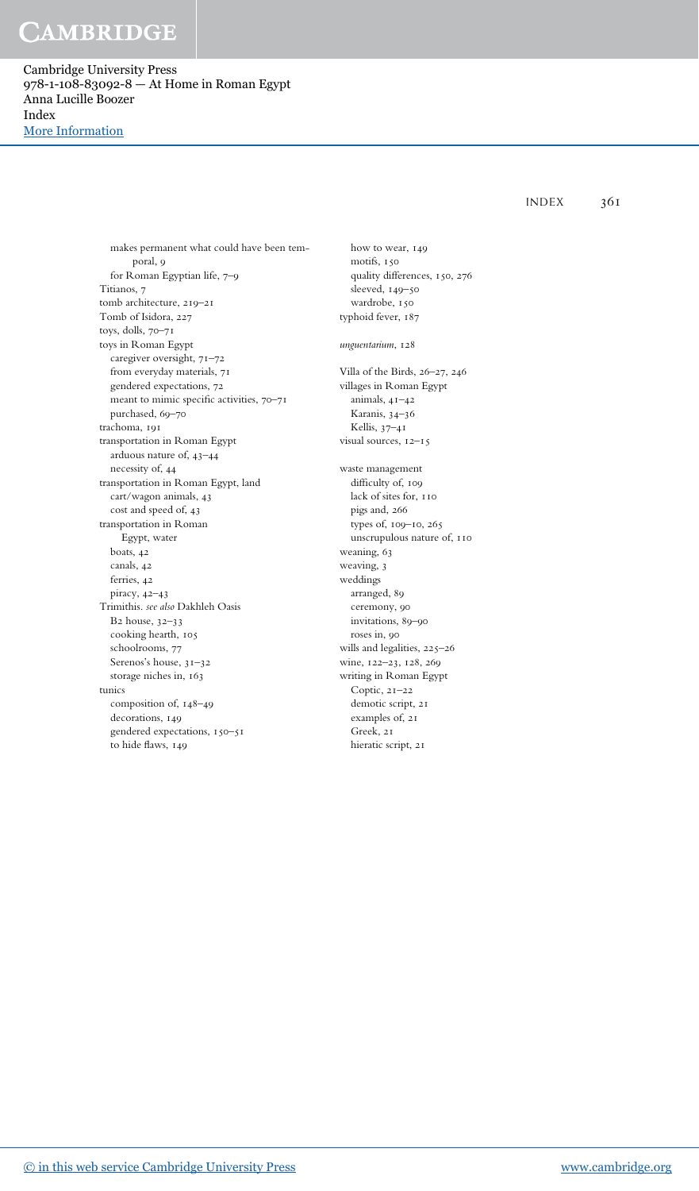makes permanent what could have been temporal, 9
for Roman Egyptian life, 7–9

Titianos, 7

tomb architecture, 219–21

Tomb of Isidora, 227

toys, dolls, 70–71

toys in Roman Egypt
- caregiver oversight, 71–72
- from everyday materials, 71
- gendered expectations, 72
- meant to mimic specific activities, 70–71
- purchased, 69–70

trachoma, 191

transportation in Roman Egypt
- arduous nature of, 43–44
- necessity of, 44

transportation in Roman Egypt, land
- cart/wagon animals, 43
- cost and speed of, 43

transportation in Roman Egypt, water
- boats, 42
- canals, 42
- ferries, 42
- piracy, 42–43

Trimithis. *see also* Dakhleh Oasis
- B2 house, 32–33
- cooking hearth, 105
- schoolrooms, 77
- Serenos's house, 31–32
- storage niches in, 163

tunics
- composition of, 148–49
- decorations, 149
- gendered expectations, 150–51
- to hide flaws, 149
- how to wear, 149
- motifs, 150
- quality differences, 150, 276
- sleeved, 149–50
- wardrobe, 150

typhoid fever, 187

*unguentarium*, 128

Villa of the Birds, 26–27, 246

villages in Roman Egypt
- animals, 41–42
- Karanis, 34–36
- Kellis, 37–41

visual sources, 12–15

waste management
- difficulty of, 109
- lack of sites for, 110
- pigs and, 266
- types of, 109–10, 265
- unscrupulous nature of, 110

weaning, 63

weaving, 3

weddings
- arranged, 89
- ceremony, 90
- invitations, 89–90
- roses in, 90

wills and legalities, 225–26

wine, 122–23, 128, 269

writing in Roman Egypt
- Coptic, 21–22
- demotic script, 21
- examples of, 21
- Greek, 21
- hieratic script, 21